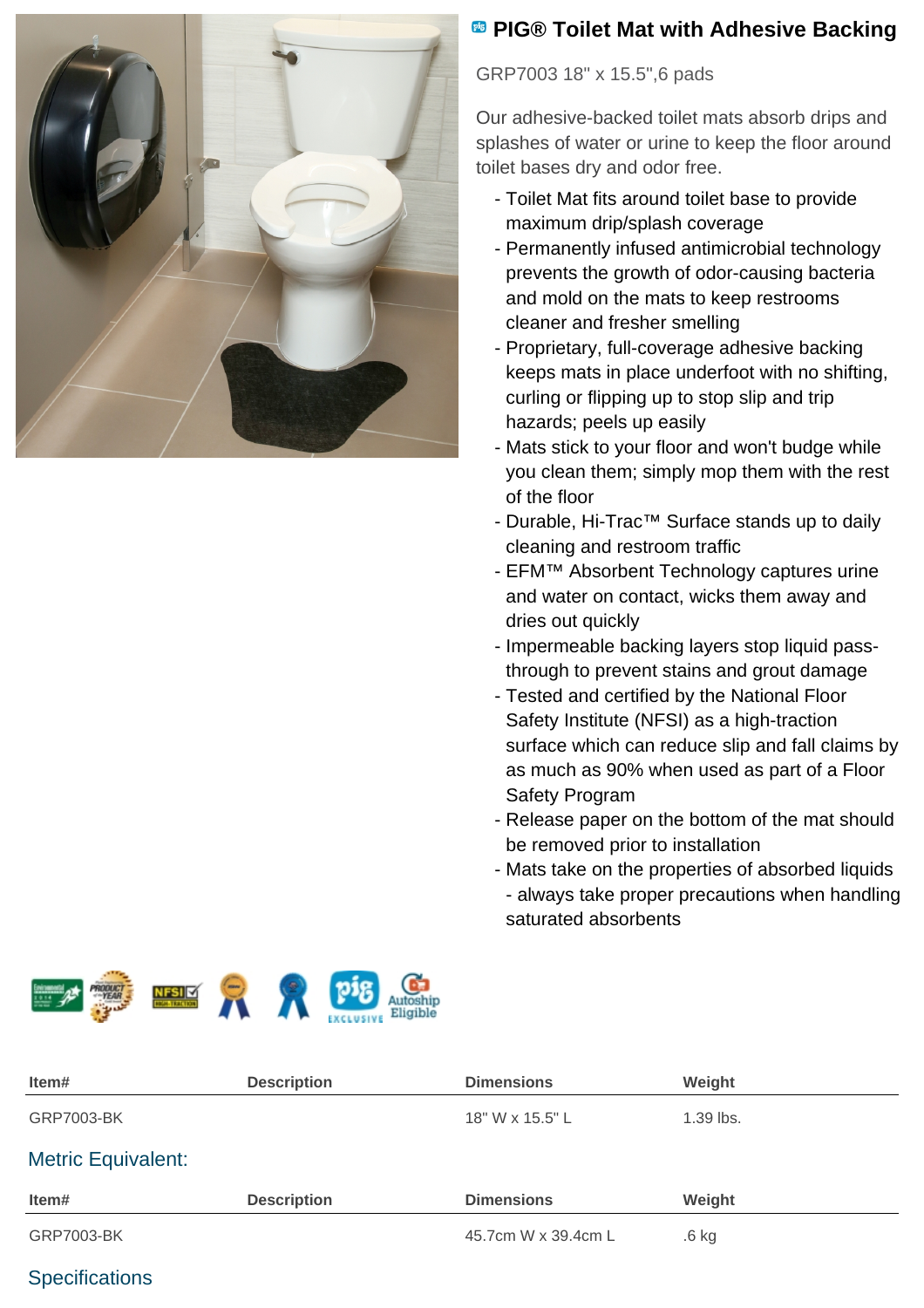# PIG® Toilet Mat with Adhesive Backing

GRP7003 18" x 15.5",6 pads

Our adhesive-backed toilet mats absorb drips and splashes of water or urine to keep the floor around toilet bases dry and odor free.

- Toilet Mat fits around toilet base to provide maximum drip/splash coverage
- Permanently infused antimicrobial technology prevents the growth of odor-causing bacteria and mold on the mats to keep restrooms cleaner and fresher smelling
- Proprietary, full-coverage adhesive backing keeps mats in place underfoot with no shifting, curling or flipping up to stop slip and trip hazards; peels up easily
- Mats stick to your floor and won't budge while you clean them; simply mop them with the rest of the floor
- Durable, Hi-Trac™ Surface stands up to daily cleaning and restroom traffic
- EFM™ Absorbent Technology captures urine and water on contact, wicks them away and dries out quickly
- Impermeable backing layers stop liquid pass-through to prevent stains and grout damage
- Tested and certified by the National Floor Safety Institute (NFSI) as a high-traction surface which can reduce slip and fall claims by as much as 90% when used as part of a Floor Safety Program
- Release paper on the bottom of the mat should be removed prior to installation
- Mats take on the properties of absorbed liquids - always take proper precautions when handling saturated absorbents

| Item# | Description | Dimensions | Weight |
| --- | --- | --- | --- |
| GRP7003-BK | | 18" W x 15.5" L | 1.39 lbs. |

## Metric Equivalent:

| Item# | Description | Dimensions | Weight |
| --- | --- | --- | --- |
| GRP7003-BK | | 45.7cm W x 39.4cm L | .6 kg |

## Specifications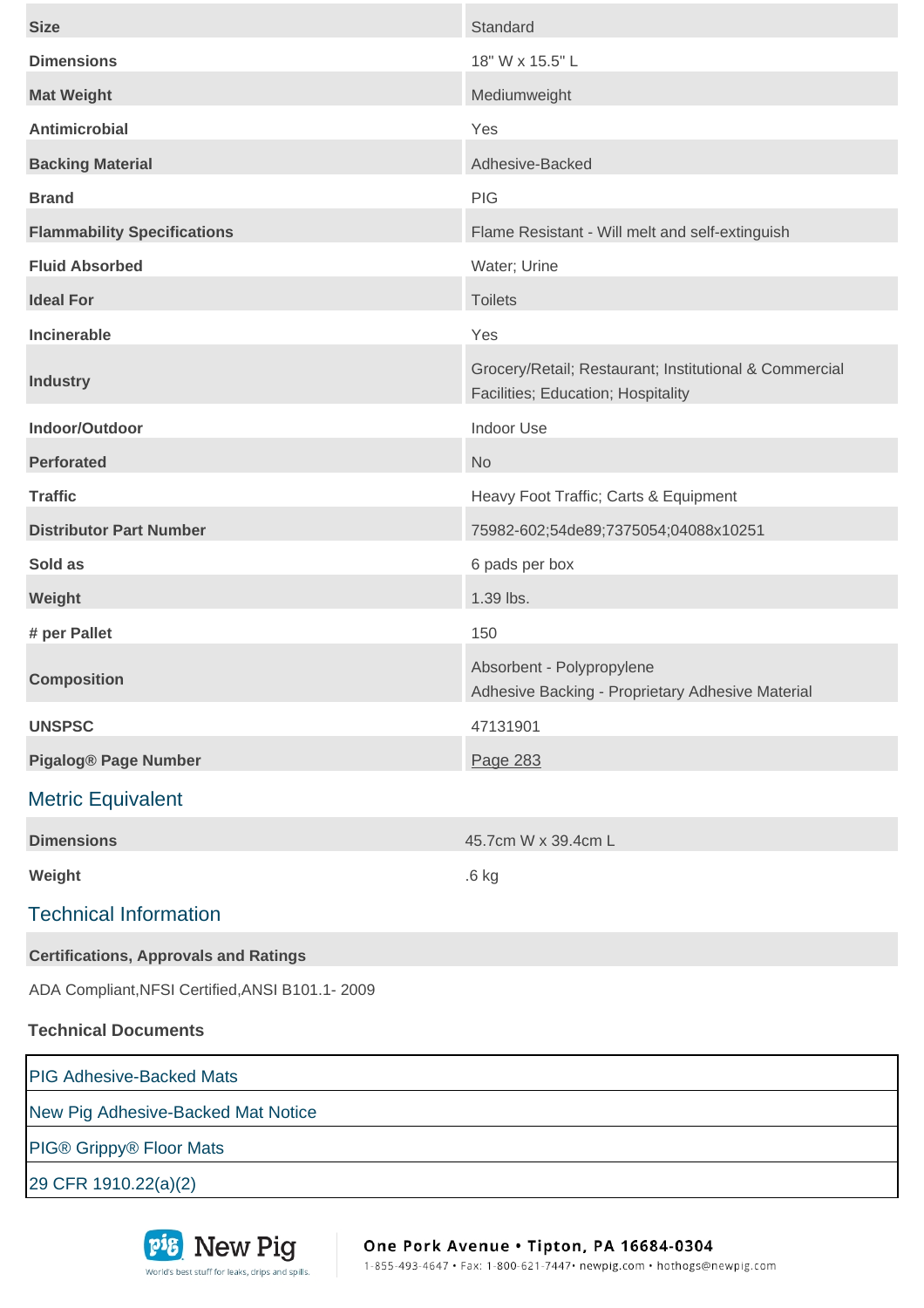| | |
|---|---|
| **Size** | Standard |
| **Dimensions** | 18" W x 15.5" L |
| **Mat Weight** | Mediumweight |
| **Antimicrobial** | Yes |
| **Backing Material** | Adhesive-Backed |
| **Brand** | PIG |
| **Flammability Specifications** | Flame Resistant - Will melt and self-extinguish |
| **Fluid Absorbed** | Water; Urine |
| **Ideal For** | Toilets |
| **Incinerable** | Yes |
| **Industry** | Grocery/Retail; Restaurant; Institutional & Commercial Facilities; Education; Hospitality |
| **Indoor/Outdoor** | Indoor Use |
| **Perforated** | No |
| **Traffic** | Heavy Foot Traffic; Carts & Equipment |
| **Distributor Part Number** | 75982-602;54de89;7375054;04088x10251 |
| **Sold as** | 6 pads per box |
| **Weight** | 1.39 lbs. |
| **# per Pallet** | 150 |
| **Composition** | Absorbent - Polypropylene<br>Adhesive Backing - Proprietary Adhesive Material |
| **UNSPSC** | 47131901 |
| **Pigalog® Page Number** | Page 283 |

## Metric Equivalent

| | |
|---|---|
| **Dimensions** | 45.7cm W x 39.4cm L |
| **Weight** | .6 kg |

## Technical Information

**Certifications, Approvals and Ratings**

ADA Compliant,NFSI Certified,ANSI B101.1- 2009

**Technical Documents**

- PIG Adhesive-Backed Mats
- New Pig Adhesive-Backed Mat Notice
- PIG® Grippy® Floor Mats
- 29 CFR 1910.22(a)(2)

New Pig — World's best stuff for leaks, drips and spills.

One Pork Avenue • Tipton, PA 16684-0304

1-855-493-4647 • Fax: 1-800-621-7447• newpig.com • hothogs@newpig.com